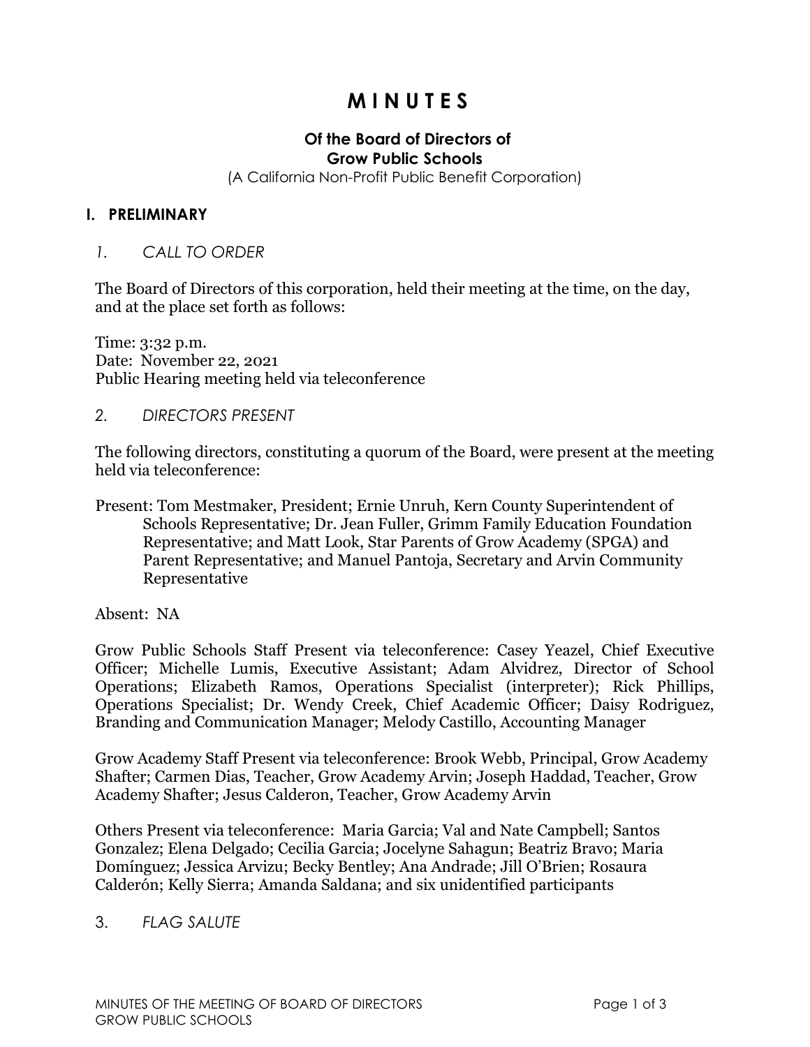# M I N U T E S

### Of the Board of Directors of Grow Public Schools

(A California Non-Profit Public Benefit Corporation)

## I. PRELIMINARY

*1. CALL TO ORDER*

The Board of Directors of this corporation, held their meeting at the time, on the day, and at the place set forth as follows:

Time: 3:32 p.m.
Date: November 22, 2021
Public Hearing meeting held via teleconference

*2. DIRECTORS PRESENT*

The following directors, constituting a quorum of the Board, were present at the meeting held via teleconference:

Present: Tom Mestmaker, President; Ernie Unruh, Kern County Superintendent of Schools Representative; Dr. Jean Fuller, Grimm Family Education Foundation Representative; and Matt Look, Star Parents of Grow Academy (SPGA) and Parent Representative; and Manuel Pantoja, Secretary and Arvin Community Representative

Absent: NA

Grow Public Schools Staff Present via teleconference: Casey Yeazel, Chief Executive Officer; Michelle Lumis, Executive Assistant; Adam Alvidrez, Director of School Operations; Elizabeth Ramos, Operations Specialist (interpreter); Rick Phillips, Operations Specialist; Dr. Wendy Creek, Chief Academic Officer; Daisy Rodriguez, Branding and Communication Manager; Melody Castillo, Accounting Manager

Grow Academy Staff Present via teleconference: Brook Webb, Principal, Grow Academy Shafter; Carmen Dias, Teacher, Grow Academy Arvin; Joseph Haddad, Teacher, Grow Academy Shafter; Jesus Calderon, Teacher, Grow Academy Arvin

Others Present via teleconference: Maria Garcia; Val and Nate Campbell; Santos Gonzalez; Elena Delgado; Cecilia Garcia; Jocelyne Sahagun; Beatriz Bravo; Maria Domínguez; Jessica Arvizu; Becky Bentley; Ana Andrade; Jill O'Brien; Rosaura Calderón; Kelly Sierra; Amanda Saldana; and six unidentified participants

*3. FLAG SALUTE*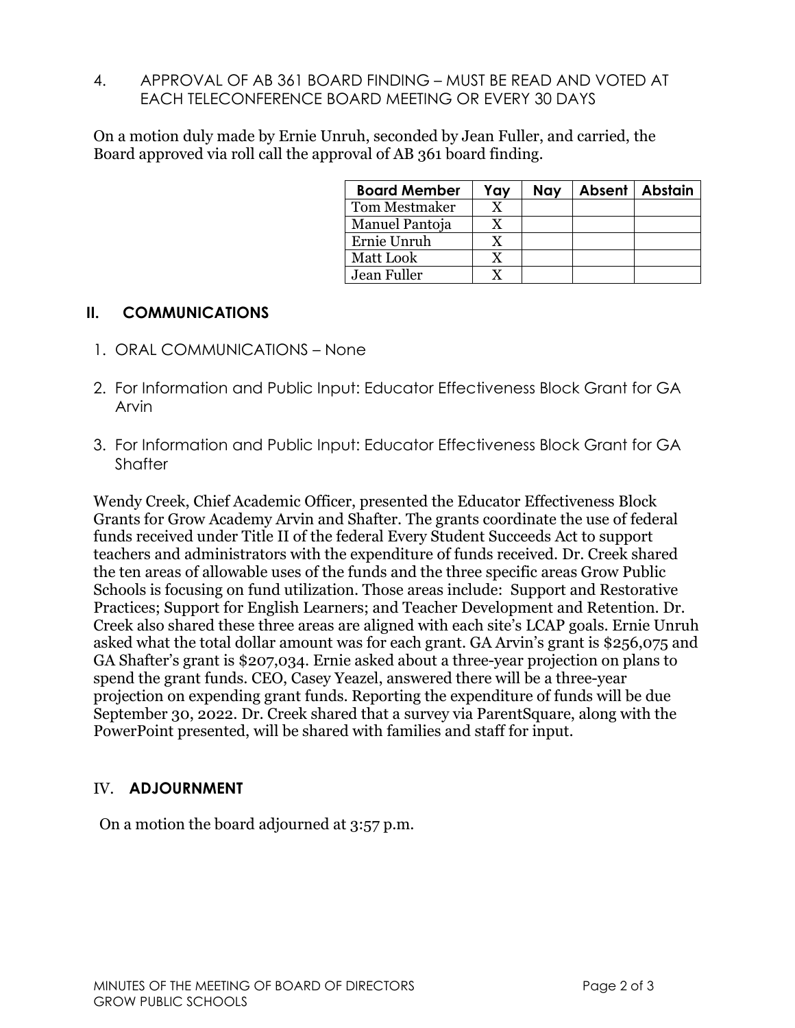4. APPROVAL OF AB 361 BOARD FINDING – MUST BE READ AND VOTED AT EACH TELECONFERENCE BOARD MEETING OR EVERY 30 DAYS

On a motion duly made by Ernie Unruh, seconded by Jean Fuller, and carried, the Board approved via roll call the approval of AB 361 board finding.

| Board Member | Yay | Nay | Absent | Abstain |
|---|---|---|---|---|
| Tom Mestmaker | X | | | |
| Manuel Pantoja | X | | | |
| Ernie Unruh | X | | | |
| Matt Look | X | | | |
| Jean Fuller | X | | | |

## II. COMMUNICATIONS

1. ORAL COMMUNICATIONS – None

2. For Information and Public Input: Educator Effectiveness Block Grant for GA Arvin

3. For Information and Public Input: Educator Effectiveness Block Grant for GA Shafter

Wendy Creek, Chief Academic Officer, presented the Educator Effectiveness Block Grants for Grow Academy Arvin and Shafter. The grants coordinate the use of federal funds received under Title II of the federal Every Student Succeeds Act to support teachers and administrators with the expenditure of funds received. Dr. Creek shared the ten areas of allowable uses of the funds and the three specific areas Grow Public Schools is focusing on fund utilization. Those areas include: Support and Restorative Practices; Support for English Learners; and Teacher Development and Retention. Dr. Creek also shared these three areas are aligned with each site's LCAP goals. Ernie Unruh asked what the total dollar amount was for each grant. GA Arvin's grant is $256,075 and GA Shafter's grant is $207,034. Ernie asked about a three-year projection on plans to spend the grant funds. CEO, Casey Yeazel, answered there will be a three-year projection on expending grant funds. Reporting the expenditure of funds will be due September 30, 2022. Dr. Creek shared that a survey via ParentSquare, along with the PowerPoint presented, will be shared with families and staff for input.

## IV. ADJOURNMENT

On a motion the board adjourned at 3:57 p.m.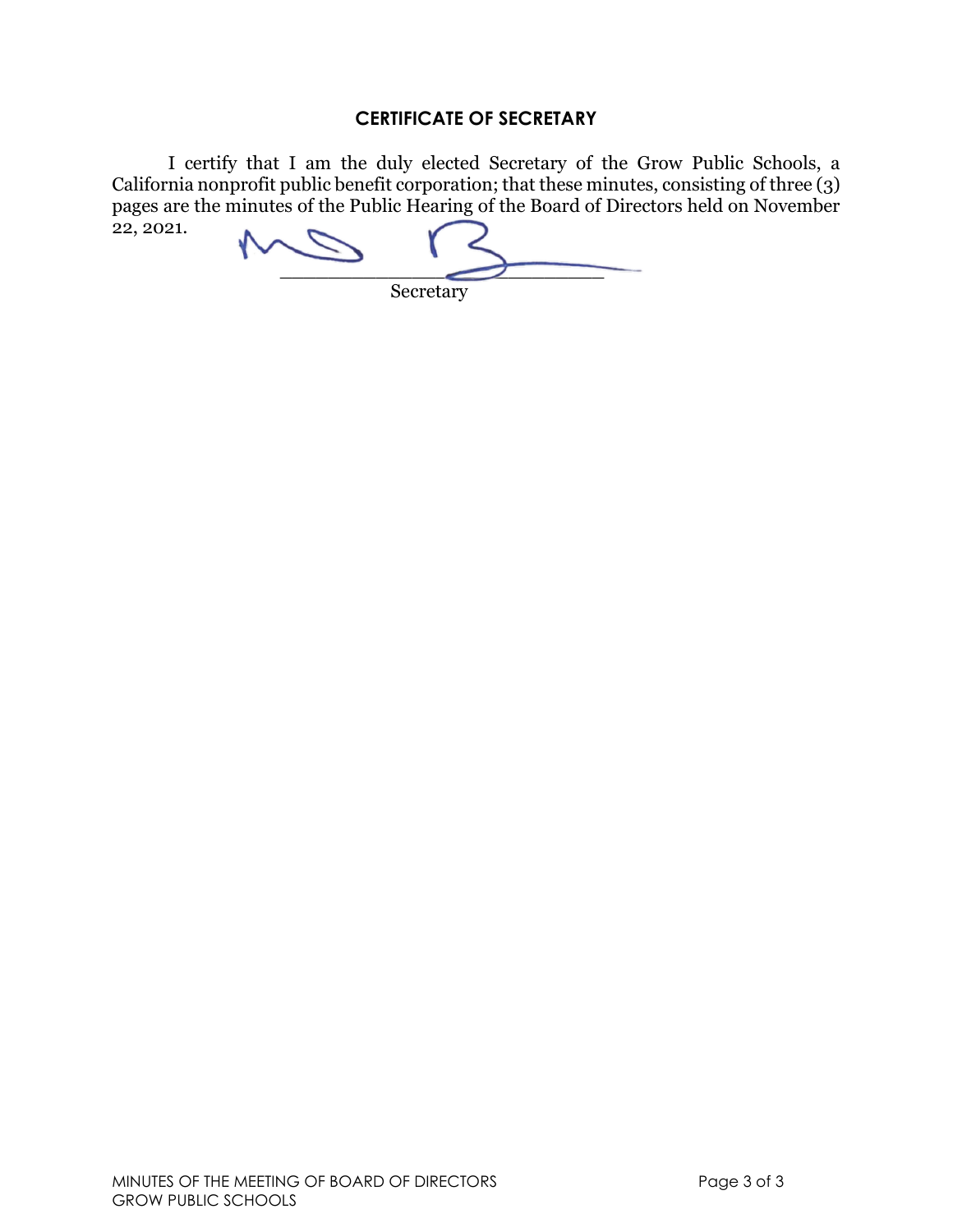## CERTIFICATE OF SECRETARY

I certify that I am the duly elected Secretary of the Grow Public Schools, a California nonprofit public benefit corporation; that these minutes, consisting of three (3) pages are the minutes of the Public Hearing of the Board of Directors held on November 22, 2021.

\_\_\_\_\_\_\_\_\_\_\_\_\_\_\_\_\_\_\_\_\_\_\_\_\_\_\_\_
Secretary